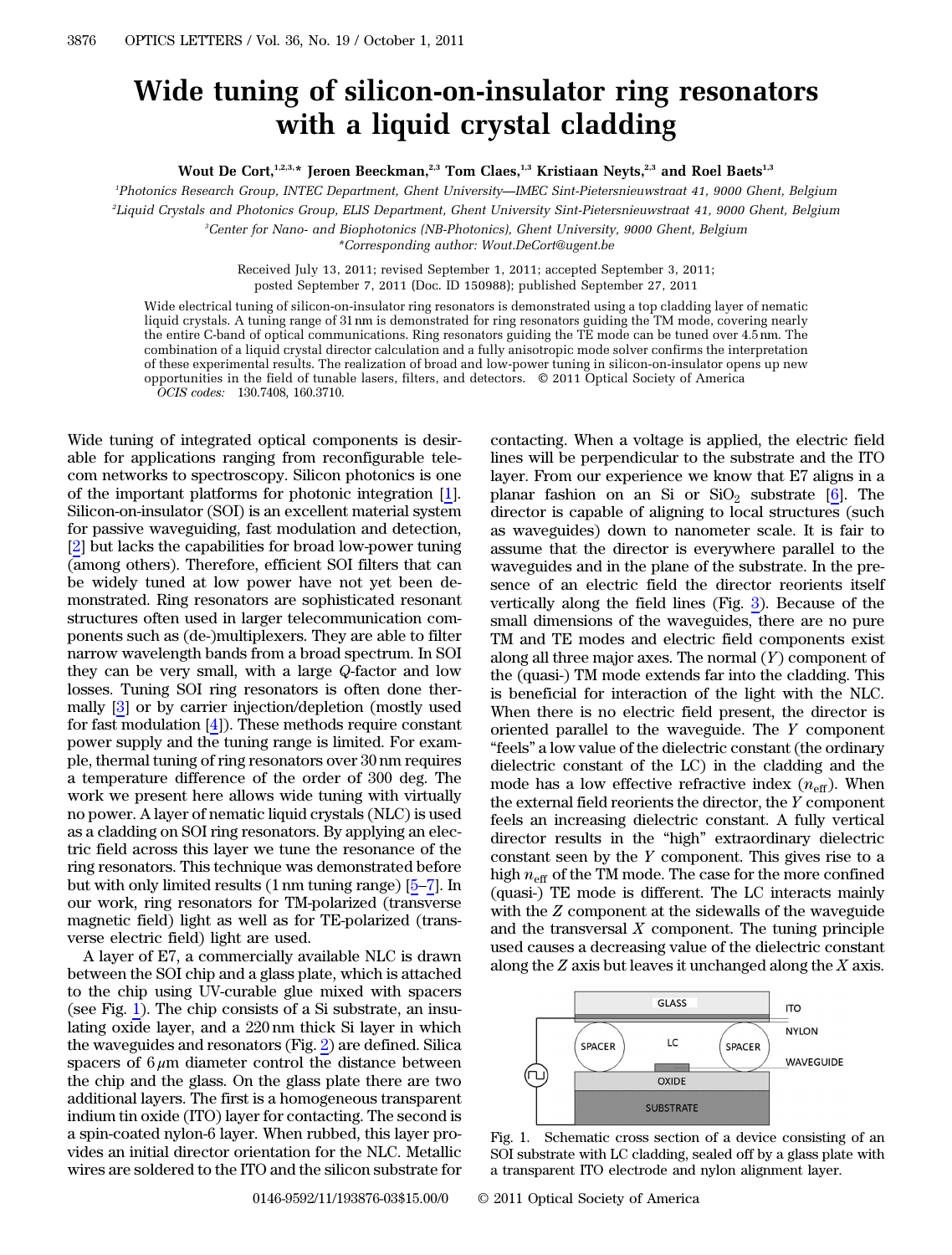# Wide tuning of silicon-on-insulator ring resonators with a liquid crystal cladding

**Wout De Cort,[1,2,3,*] Jeroen Beeckman,[2,3] Tom Claes,[1,3] Kristiaan Neyts,[2,3] and Roel Baets[1,3]**

[1]Photonics Research Group, INTEC Department, Ghent University—IMEC Sint-Pietersnieuwstraat 41, 9000 Ghent, Belgium

[2]Liquid Crystals and Photonics Group, ELIS Department, Ghent University Sint-Pietersnieuwstraat 41, 9000 Ghent, Belgium

[3]Center for Nano- and Biophotonics (NB-Photonics), Ghent University, 9000 Ghent, Belgium

*Corresponding author: Wout.DeCort@ugent.be

Received July 13, 2011; revised September 1, 2011; accepted September 3, 2011; posted September 7, 2011 (Doc. ID 150988); published September 27, 2011

Wide electrical tuning of silicon-on-insulator ring resonators is demonstrated using a top cladding layer of nematic liquid crystals. A tuning range of 31 nm is demonstrated for ring resonators guiding the TM mode, covering nearly the entire C-band of optical communications. Ring resonators guiding the TE mode can be tuned over 4.5 nm. The combination of a liquid crystal director calculation and a fully anisotropic mode solver confirms the interpretation of these experimental results. The realization of broad and low-power tuning in silicon-on-insulator opens up new opportunities in the field of tunable lasers, filters, and detectors. © 2011 Optical Society of America

*OCIS codes:* 130.7408, 160.3710.

Wide tuning of integrated optical components is desirable for applications ranging from reconfigurable telecom networks to spectroscopy. Silicon photonics is one of the important platforms for photonic integration [1]. Silicon-on-insulator (SOI) is an excellent material system for passive waveguiding, fast modulation and detection, [2] but lacks the capabilities for broad low-power tuning (among others). Therefore, efficient SOI filters that can be widely tuned at low power have not yet been demonstrated. Ring resonators are sophisticated resonant structures often used in larger telecommunication components such as (de-)multiplexers. They are able to filter narrow wavelength bands from a broad spectrum. In SOI they can be very small, with a large *Q*-factor and low losses. Tuning SOI ring resonators is often done thermally [3] or by carrier injection/depletion (mostly used for fast modulation [4]). These methods require constant power supply and the tuning range is limited. For example, thermal tuning of ring resonators over 30 nm requires a temperature difference of the order of 300 deg. The work we present here allows wide tuning with virtually no power. A layer of nematic liquid crystals (NLC) is used as a cladding on SOI ring resonators. By applying an electric field across this layer we tune the resonance of the ring resonators. This technique was demonstrated before but with only limited results (1 nm tuning range) [5–7]. In our work, ring resonators for TM-polarized (transverse magnetic field) light as well as for TE-polarized (transverse electric field) light are used.

A layer of E7, a commercially available NLC is drawn between the SOI chip and a glass plate, which is attached to the chip using UV-curable glue mixed with spacers (see Fig. 1). The chip consists of a Si substrate, an insulating oxide layer, and a 220 nm thick Si layer in which the waveguides and resonators (Fig. 2) are defined. Silica spacers of 6 μm diameter control the distance between the chip and the glass. On the glass plate there are two additional layers. The first is a homogeneous transparent indium tin oxide (ITO) layer for contacting. The second is a spin-coated nylon-6 layer. When rubbed, this layer provides an initial director orientation for the NLC. Metallic wires are soldered to the ITO and the silicon substrate for contacting. When a voltage is applied, the electric field lines will be perpendicular to the substrate and the ITO layer. From our experience we know that E7 aligns in a planar fashion on an Si or $SiO_2$ substrate [6]. The director is capable of aligning to local structures (such as waveguides) down to nanometer scale. It is fair to assume that the director is everywhere parallel to the waveguides and in the plane of the substrate. In the presence of an electric field the director reorients itself vertically along the field lines (Fig. 3). Because of the small dimensions of the waveguides, there are no pure TM and TE modes and electric field components exist along all three major axes. The normal ($Y$) component of the (quasi-) TM mode extends far into the cladding. This is beneficial for interaction of the light with the NLC. When there is no electric field present, the director is oriented parallel to the waveguide. The $Y$ component "feels" a low value of the dielectric constant (the ordinary dielectric constant of the LC) in the cladding and the mode has a low effective refractive index ($n_{eff}$). When the external field reorients the director, the $Y$ component feels an increasing dielectric constant. A fully vertical director results in the "high" extraordinary dielectric constant seen by the $Y$ component. This gives rise to a high $n_{eff}$ of the TM mode. The case for the more confined (quasi-) TE mode is different. The LC interacts mainly with the $Z$ component at the sidewalls of the waveguide and the transversal $X$ component. The tuning principle used causes a decreasing value of the dielectric constant along the $Z$ axis but leaves it unchanged along the $X$ axis.

Fig. 1. Schematic cross section of a device consisting of an SOI substrate with LC cladding, sealed off by a glass plate with a transparent ITO electrode and nylon alignment layer.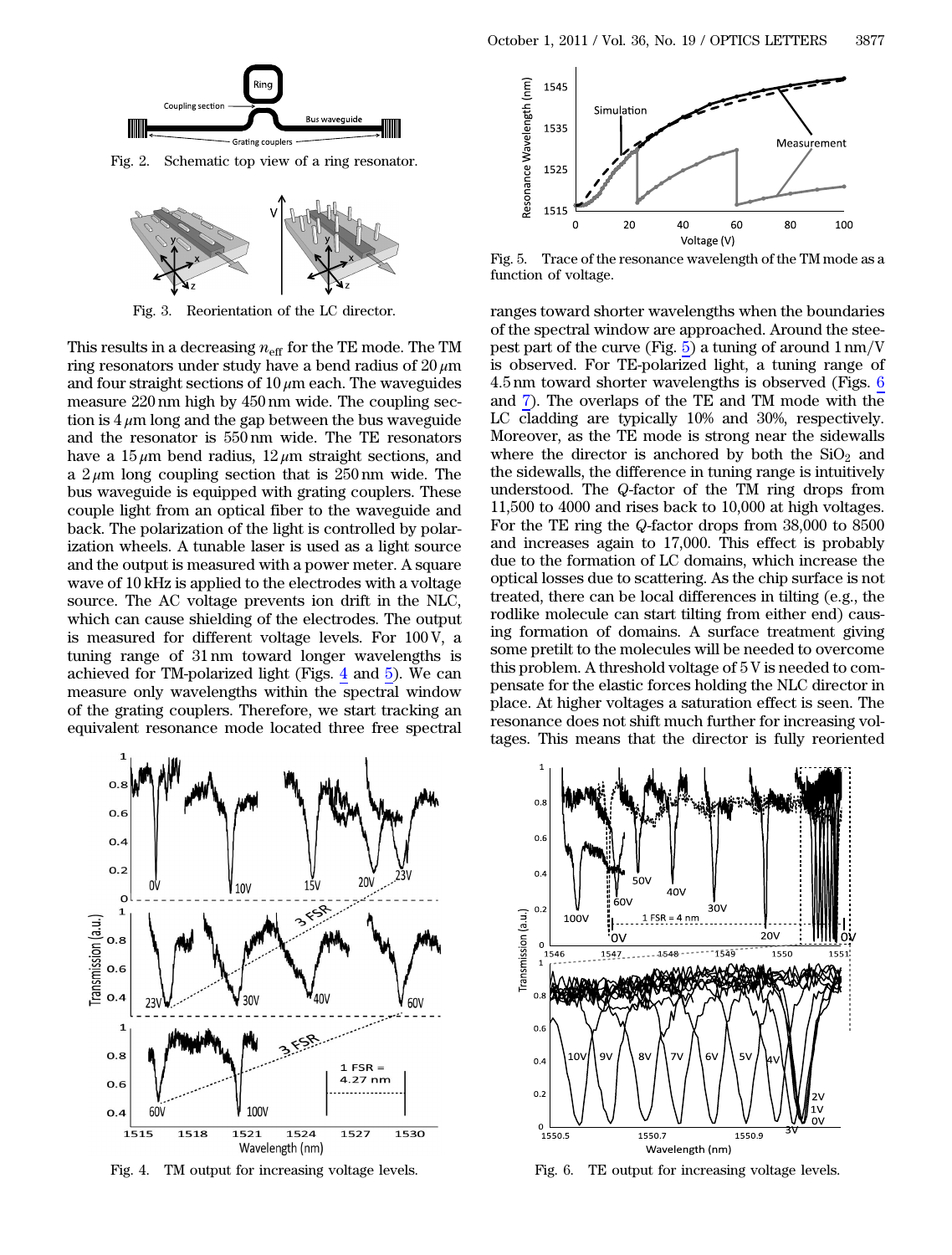Fig. 2. Schematic top view of a ring resonator.

Fig. 3. Reorientation of the LC director.

This results in a decreasing $n_{\mathrm{eff}}$ for the TE mode. The TM ring resonators under study have a bend radius of $20\,\mu$m and four straight sections of $10\,\mu$m each. The waveguides measure 220 nm high by 450 nm wide. The coupling section is $4\,\mu$m long and the gap between the bus waveguide and the resonator is 550 nm wide. The TE resonators have a $15\,\mu$m bend radius, $12\,\mu$m straight sections, and a $2\,\mu$m long coupling section that is 250 nm wide. The bus waveguide is equipped with grating couplers. These couple light from an optical fiber to the waveguide and back. The polarization of the light is controlled by polarization wheels. A tunable laser is used as a light source and the output is measured with a power meter. A square wave of 10 kHz is applied to the electrodes with a voltage source. The AC voltage prevents ion drift in the NLC, which can cause shielding of the electrodes. The output is measured for different voltage levels. For 100 V, a tuning range of 31 nm toward longer wavelengths is achieved for TM-polarized light (Figs. 4 and 5). We can measure only wavelengths within the spectral window of the grating couplers. Therefore, we start tracking an equivalent resonance mode located three free spectral ranges toward shorter wavelengths when the boundaries of the spectral window are approached. Around the steepest part of the curve (Fig. 5) a tuning of around 1 nm/V is observed. For TE-polarized light, a tuning range of 4.5 nm toward shorter wavelengths is observed (Figs. 6 and 7). The overlaps of the TE and TM mode with the LC cladding are typically 10% and 30%, respectively. Moreover, as the TE mode is strong near the sidewalls where the director is anchored by both the $SiO_2$ and the sidewalls, the difference in tuning range is intuitively understood. The $Q$-factor of the TM ring drops from 11,500 to 4000 and rises back to 10,000 at high voltages. For the TE ring the $Q$-factor drops from 38,000 to 8500 and increases again to 17,000. This effect is probably due to the formation of LC domains, which increase the optical losses due to scattering. As the chip surface is not treated, there can be local differences in tilting (e.g., the rodlike molecule can start tilting from either end) causing formation of domains. A surface treatment giving some pretilt to the molecules will be needed to overcome this problem. A threshold voltage of 5 V is needed to compensate for the elastic forces holding the NLC director in place. At higher voltages a saturation effect is seen. The resonance does not shift much further for increasing voltages. This means that the director is fully reoriented

Fig. 4. TM output for increasing voltage levels.

Fig. 5. Trace of the resonance wavelength of the TM mode as a function of voltage.

Fig. 6. TE output for increasing voltage levels.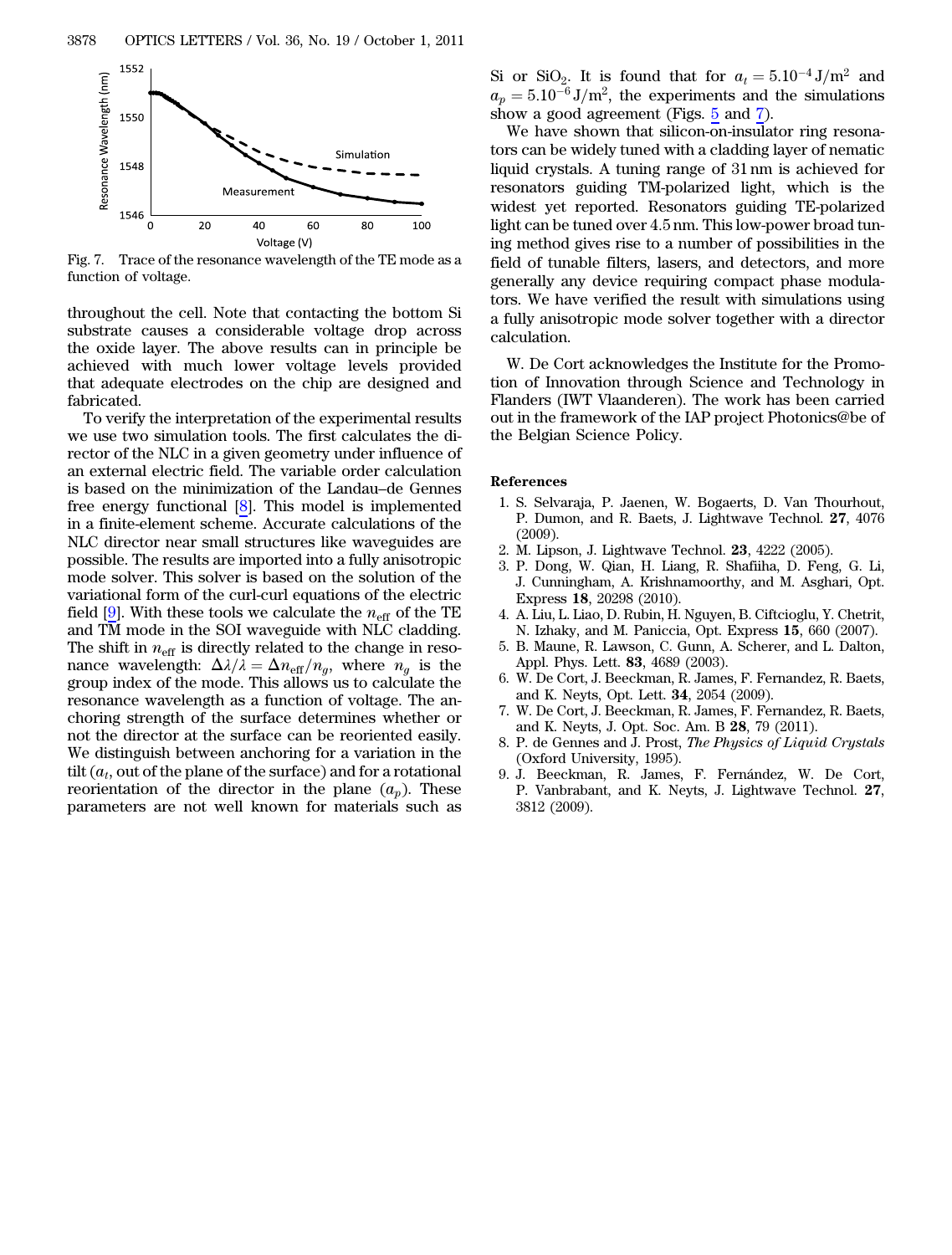1552

1550

1548

1546

Resonance Wavelength (nm)

0 20 40 60 80 100

Voltage (V)

Simulation

Measurement

Fig. 7. Trace of the resonance wavelength of the TE mode as a function of voltage.

throughout the cell. Note that contacting the bottom Si substrate causes a considerable voltage drop across the oxide layer. The above results can in principle be achieved with much lower voltage levels provided that adequate electrodes on the chip are designed and fabricated.

To verify the interpretation of the experimental results we use two simulation tools. The first calculates the director of the NLC in a given geometry under influence of an external electric field. The variable order calculation is based on the minimization of the Landau–de Gennes free energy functional [8]. This model is implemented in a finite-element scheme. Accurate calculations of the NLC director near small structures like waveguides are possible. The results are imported into a fully anisotropic mode solver. This solver is based on the solution of the variational form of the curl-curl equations of the electric field [9]. With these tools we calculate the $n_{\text{eff}}$ of the TE and TM mode in the SOI waveguide with NLC cladding. The shift in $n_{\text{eff}}$ is directly related to the change in resonance wavelength: $\Delta\lambda/\lambda = \Delta n_{\text{eff}}/n_g$, where $n_g$ is the group index of the mode. This allows us to calculate the resonance wavelength as a function of voltage. The anchoring strength of the surface determines whether or not the director at the surface can be reoriented easily. We distinguish between anchoring for a variation in the tilt ($a_t$, out of the plane of the surface) and for a rotational reorientation of the director in the plane ($a_p$). These parameters are not well known for materials such as Si or $SiO_2$. It is found that for $a_t = 5.10^{-4}\,\text{J/m}^2$ and $a_p = 5.10^{-6}\,\text{J/m}^2$, the experiments and the simulations show a good agreement (Figs. 5 and 7).

We have shown that silicon-on-insulator ring resonators can be widely tuned with a cladding layer of nematic liquid crystals. A tuning range of 31 nm is achieved for resonators guiding TM-polarized light, which is the widest yet reported. Resonators guiding TE-polarized light can be tuned over 4.5 nm. This low-power broad tuning method gives rise to a number of possibilities in the field of tunable filters, lasers, and detectors, and more generally any device requiring compact phase modulators. We have verified the result with simulations using a fully anisotropic mode solver together with a director calculation.

W. De Cort acknowledges the Institute for the Promotion of Innovation through Science and Technology in Flanders (IWT Vlaanderen). The work has been carried out in the framework of the IAP project Photonics@be of the Belgian Science Policy.

## References

1. S. Selvaraja, P. Jaenen, W. Bogaerts, D. Van Thourhout, P. Dumon, and R. Baets, J. Lightwave Technol. **27**, 4076 (2009).
2. M. Lipson, J. Lightwave Technol. **23**, 4222 (2005).
3. P. Dong, W. Qian, H. Liang, R. Shafiiha, D. Feng, G. Li, J. Cunningham, A. Krishnamoorthy, and M. Asghari, Opt. Express **18**, 20298 (2010).
4. A. Liu, L. Liao, D. Rubin, H. Nguyen, B. Ciftcioglu, Y. Chetrit, N. Izhaky, and M. Paniccia, Opt. Express **15**, 660 (2007).
5. B. Maune, R. Lawson, C. Gunn, A. Scherer, and L. Dalton, Appl. Phys. Lett. **83**, 4689 (2003).
6. W. De Cort, J. Beeckman, R. James, F. Fernandez, R. Baets, and K. Neyts, Opt. Lett. **34**, 2054 (2009).
7. W. De Cort, J. Beeckman, R. James, F. Fernandez, R. Baets, and K. Neyts, J. Opt. Soc. Am. B **28**, 79 (2011).
8. P. de Gennes and J. Prost, *The Physics of Liquid Crystals* (Oxford University, 1995).
9. J. Beeckman, R. James, F. Fernández, W. De Cort, P. Vanbrabant, and K. Neyts, J. Lightwave Technol. **27**, 3812 (2009).